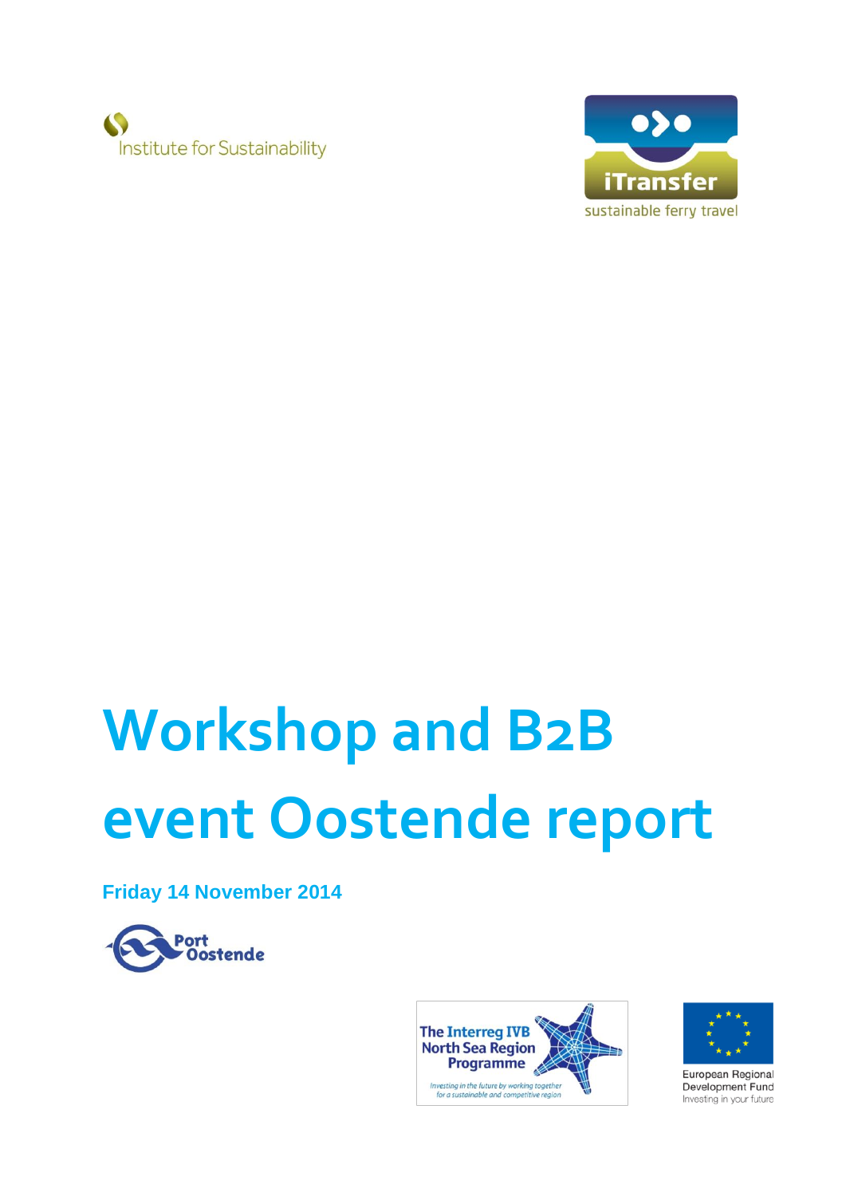Institute for Sustainability

iTransfer
sustainable ferry travel

# Workshop and B2B event Oostende report

**Friday 14 November 2014**

Port Oostende

The Interreg IVB North Sea Region Programme
*Investing in the future by working together for a sustainable and competitive region*

European Regional Development Fund
Investing in your future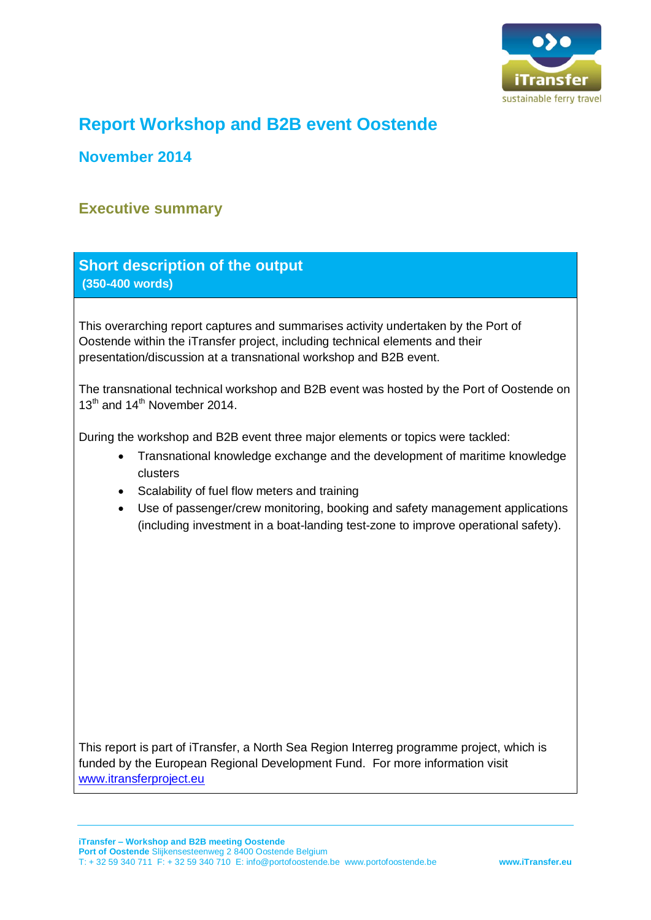# Report Workshop and B2B event Oostende

## November 2014

### Executive summary

**Short description of the output**
**(350-400 words)**

This overarching report captures and summarises activity undertaken by the Port of Oostende within the iTransfer project, including technical elements and their presentation/discussion at a transnational workshop and B2B event.

The transnational technical workshop and B2B event was hosted by the Port of Oostende on 13th and 14th November 2014.

During the workshop and B2B event three major elements or topics were tackled:

- Transnational knowledge exchange and the development of maritime knowledge clusters
- Scalability of fuel flow meters and training
- Use of passenger/crew monitoring, booking and safety management applications (including investment in a boat-landing test-zone to improve operational safety).

This report is part of iTransfer, a North Sea Region Interreg programme project, which is funded by the European Regional Development Fund. For more information visit www.itransferproject.eu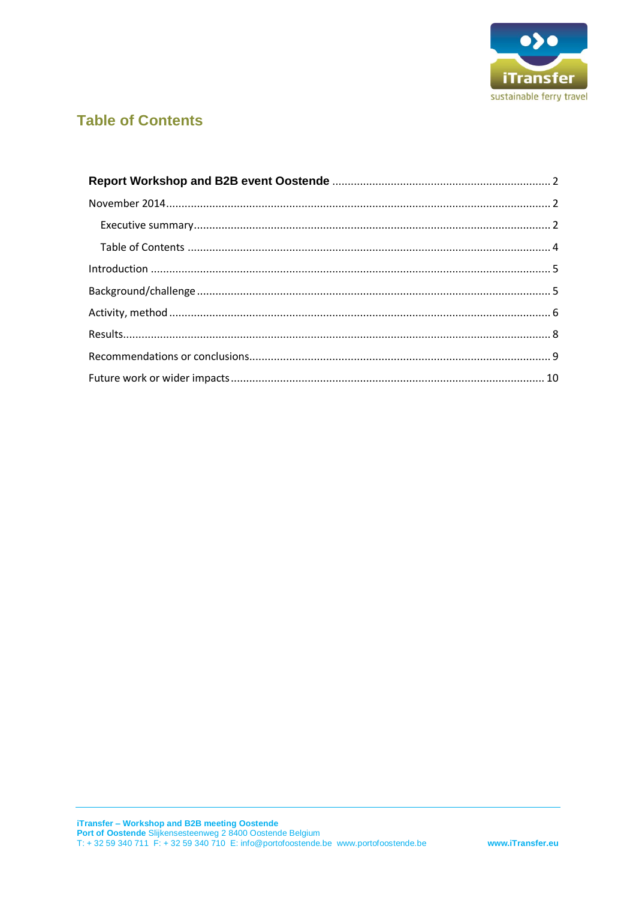## Table of Contents

**Report Workshop and B2B event Oostende** ........................................ 2

November 2014........................................................................................... 2

- Executive summary.................................................................................. 2
- Table of Contents ..................................................................................... 4

Introduction ................................................................................................. 5

Background/challenge ................................................................................. 5

Activity, method ........................................................................................... 6

Results.......................................................................................................... 8

Recommendations or conclusions............................................................... 9

Future work or wider impacts ..................................................................... 10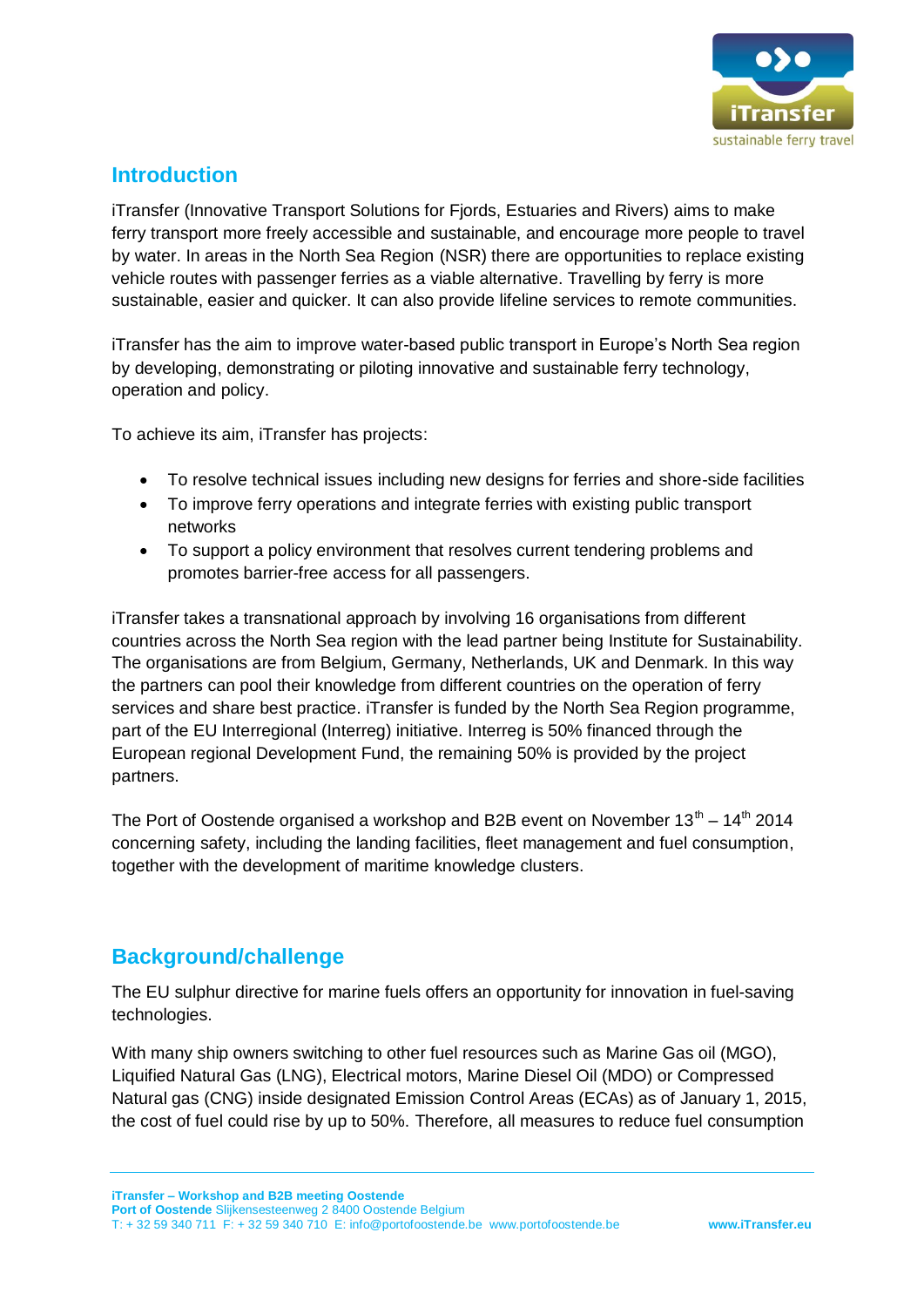## Introduction

iTransfer (Innovative Transport Solutions for Fjords, Estuaries and Rivers) aims to make ferry transport more freely accessible and sustainable, and encourage more people to travel by water. In areas in the North Sea Region (NSR) there are opportunities to replace existing vehicle routes with passenger ferries as a viable alternative. Travelling by ferry is more sustainable, easier and quicker. It can also provide lifeline services to remote communities.

iTransfer has the aim to improve water-based public transport in Europe's North Sea region by developing, demonstrating or piloting innovative and sustainable ferry technology, operation and policy.

To achieve its aim, iTransfer has projects:

- To resolve technical issues including new designs for ferries and shore-side facilities
- To improve ferry operations and integrate ferries with existing public transport networks
- To support a policy environment that resolves current tendering problems and promotes barrier-free access for all passengers.

iTransfer takes a transnational approach by involving 16 organisations from different countries across the North Sea region with the lead partner being Institute for Sustainability. The organisations are from Belgium, Germany, Netherlands, UK and Denmark. In this way the partners can pool their knowledge from different countries on the operation of ferry services and share best practice. iTransfer is funded by the North Sea Region programme, part of the EU Interregional (Interreg) initiative. Interreg is 50% financed through the European regional Development Fund, the remaining 50% is provided by the project partners.

The Port of Oostende organised a workshop and B2B event on November 13th – 14th 2014 concerning safety, including the landing facilities, fleet management and fuel consumption, together with the development of maritime knowledge clusters.

## Background/challenge

The EU sulphur directive for marine fuels offers an opportunity for innovation in fuel-saving technologies.

With many ship owners switching to other fuel resources such as Marine Gas oil (MGO), Liquified Natural Gas (LNG), Electrical motors, Marine Diesel Oil (MDO) or Compressed Natural gas (CNG) inside designated Emission Control Areas (ECAs) as of January 1, 2015, the cost of fuel could rise by up to 50%. Therefore, all measures to reduce fuel consumption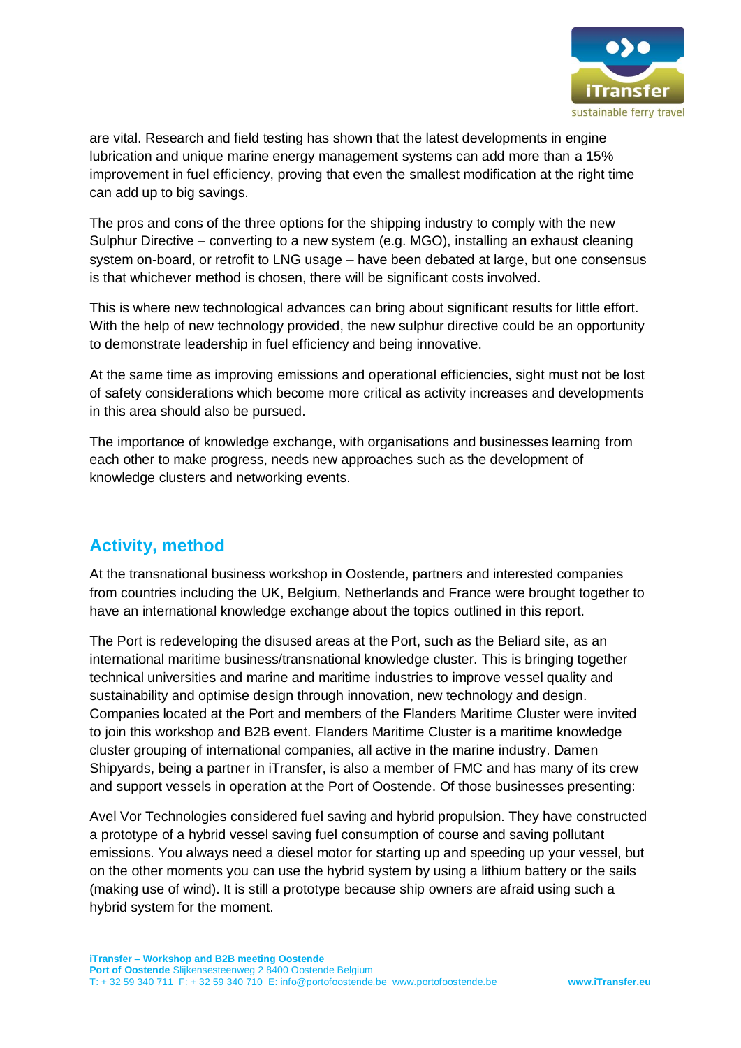are vital. Research and field testing has shown that the latest developments in engine lubrication and unique marine energy management systems can add more than a 15% improvement in fuel efficiency, proving that even the smallest modification at the right time can add up to big savings.

The pros and cons of the three options for the shipping industry to comply with the new Sulphur Directive – converting to a new system (e.g. MGO), installing an exhaust cleaning system on-board, or retrofit to LNG usage – have been debated at large, but one consensus is that whichever method is chosen, there will be significant costs involved.

This is where new technological advances can bring about significant results for little effort. With the help of new technology provided, the new sulphur directive could be an opportunity to demonstrate leadership in fuel efficiency and being innovative.

At the same time as improving emissions and operational efficiencies, sight must not be lost of safety considerations which become more critical as activity increases and developments in this area should also be pursued.

The importance of knowledge exchange, with organisations and businesses learning from each other to make progress, needs new approaches such as the development of knowledge clusters and networking events.

## Activity, method

At the transnational business workshop in Oostende, partners and interested companies from countries including the UK, Belgium, Netherlands and France were brought together to have an international knowledge exchange about the topics outlined in this report.

The Port is redeveloping the disused areas at the Port, such as the Beliard site, as an international maritime business/transnational knowledge cluster. This is bringing together technical universities and marine and maritime industries to improve vessel quality and sustainability and optimise design through innovation, new technology and design. Companies located at the Port and members of the Flanders Maritime Cluster were invited to join this workshop and B2B event. Flanders Maritime Cluster is a maritime knowledge cluster grouping of international companies, all active in the marine industry. Damen Shipyards, being a partner in iTransfer, is also a member of FMC and has many of its crew and support vessels in operation at the Port of Oostende. Of those businesses presenting:

Avel Vor Technologies considered fuel saving and hybrid propulsion. They have constructed a prototype of a hybrid vessel saving fuel consumption of course and saving pollutant emissions. You always need a diesel motor for starting up and speeding up your vessel, but on the other moments you can use the hybrid system by using a lithium battery or the sails (making use of wind). It is still a prototype because ship owners are afraid using such a hybrid system for the moment.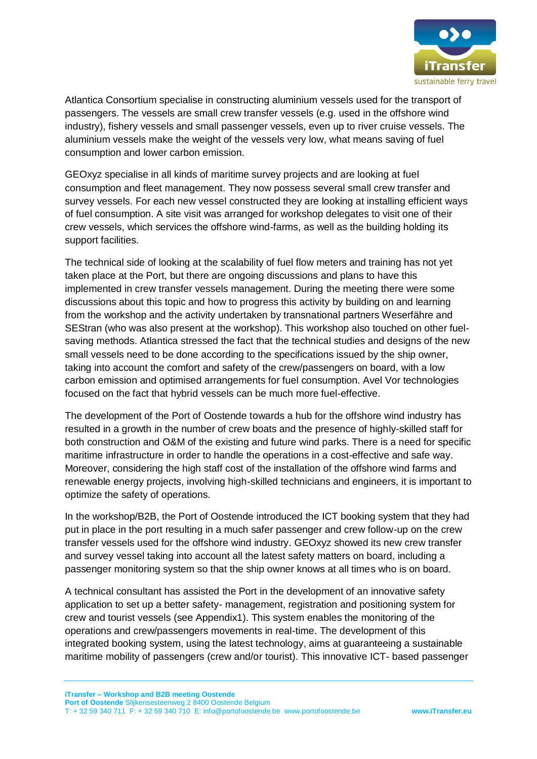Atlantica Consortium specialise in constructing aluminium vessels used for the transport of passengers. The vessels are small crew transfer vessels (e.g. used in the offshore wind industry), fishery vessels and small passenger vessels, even up to river cruise vessels. The aluminium vessels make the weight of the vessels very low, what means saving of fuel consumption and lower carbon emission.

GEOxyz specialise in all kinds of maritime survey projects and are looking at fuel consumption and fleet management. They now possess several small crew transfer and survey vessels. For each new vessel constructed they are looking at installing efficient ways of fuel consumption. A site visit was arranged for workshop delegates to visit one of their crew vessels, which services the offshore wind-farms, as well as the building holding its support facilities.

The technical side of looking at the scalability of fuel flow meters and training has not yet taken place at the Port, but there are ongoing discussions and plans to have this implemented in crew transfer vessels management. During the meeting there were some discussions about this topic and how to progress this activity by building on and learning from the workshop and the activity undertaken by transnational partners Weserfähre and SEStran (who was also present at the workshop). This workshop also touched on other fuel-saving methods. Atlantica stressed the fact that the technical studies and designs of the new small vessels need to be done according to the specifications issued by the ship owner, taking into account the comfort and safety of the crew/passengers on board, with a low carbon emission and optimised arrangements for fuel consumption. Avel Vor technologies focused on the fact that hybrid vessels can be much more fuel-effective.

The development of the Port of Oostende towards a hub for the offshore wind industry has resulted in a growth in the number of crew boats and the presence of highly-skilled staff for both construction and O&M of the existing and future wind parks. There is a need for specific maritime infrastructure in order to handle the operations in a cost-effective and safe way. Moreover, considering the high staff cost of the installation of the offshore wind farms and renewable energy projects, involving high-skilled technicians and engineers, it is important to optimize the safety of operations.

In the workshop/B2B, the Port of Oostende introduced the ICT booking system that they had put in place in the port resulting in a much safer passenger and crew follow-up on the crew transfer vessels used for the offshore wind industry. GEOxyz showed its new crew transfer and survey vessel taking into account all the latest safety matters on board, including a passenger monitoring system so that the ship owner knows at all times who is on board.

A technical consultant has assisted the Port in the development of an innovative safety application to set up a better safety- management, registration and positioning system for crew and tourist vessels (see Appendix1). This system enables the monitoring of the operations and crew/passengers movements in real-time. The development of this integrated booking system, using the latest technology, aims at guaranteeing a sustainable maritime mobility of passengers (crew and/or tourist). This innovative ICT- based passenger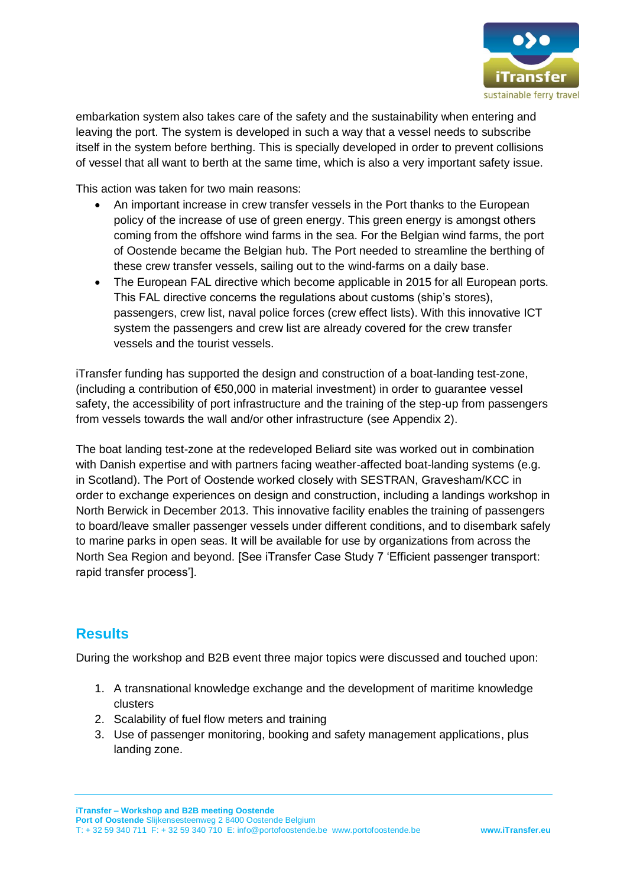embarkation system also takes care of the safety and the sustainability when entering and leaving the port. The system is developed in such a way that a vessel needs to subscribe itself in the system before berthing. This is specially developed in order to prevent collisions of vessel that all want to berth at the same time, which is also a very important safety issue.

This action was taken for two main reasons:

- An important increase in crew transfer vessels in the Port thanks to the European policy of the increase of use of green energy. This green energy is amongst others coming from the offshore wind farms in the sea. For the Belgian wind farms, the port of Oostende became the Belgian hub. The Port needed to streamline the berthing of these crew transfer vessels, sailing out to the wind-farms on a daily base.
- The European FAL directive which become applicable in 2015 for all European ports. This FAL directive concerns the regulations about customs (ship's stores), passengers, crew list, naval police forces (crew effect lists). With this innovative ICT system the passengers and crew list are already covered for the crew transfer vessels and the tourist vessels.

iTransfer funding has supported the design and construction of a boat-landing test-zone, (including a contribution of €50,000 in material investment) in order to guarantee vessel safety, the accessibility of port infrastructure and the training of the step-up from passengers from vessels towards the wall and/or other infrastructure (see Appendix 2).

The boat landing test-zone at the redeveloped Beliard site was worked out in combination with Danish expertise and with partners facing weather-affected boat-landing systems (e.g. in Scotland). The Port of Oostende worked closely with SESTRAN, Gravesham/KCC in order to exchange experiences on design and construction, including a landings workshop in North Berwick in December 2013. This innovative facility enables the training of passengers to board/leave smaller passenger vessels under different conditions, and to disembark safely to marine parks in open seas. It will be available for use by organizations from across the North Sea Region and beyond. [See iTransfer Case Study 7 'Efficient passenger transport: rapid transfer process'].

## Results

During the workshop and B2B event three major topics were discussed and touched upon:

1. A transnational knowledge exchange and the development of maritime knowledge clusters
2. Scalability of fuel flow meters and training
3. Use of passenger monitoring, booking and safety management applications, plus landing zone.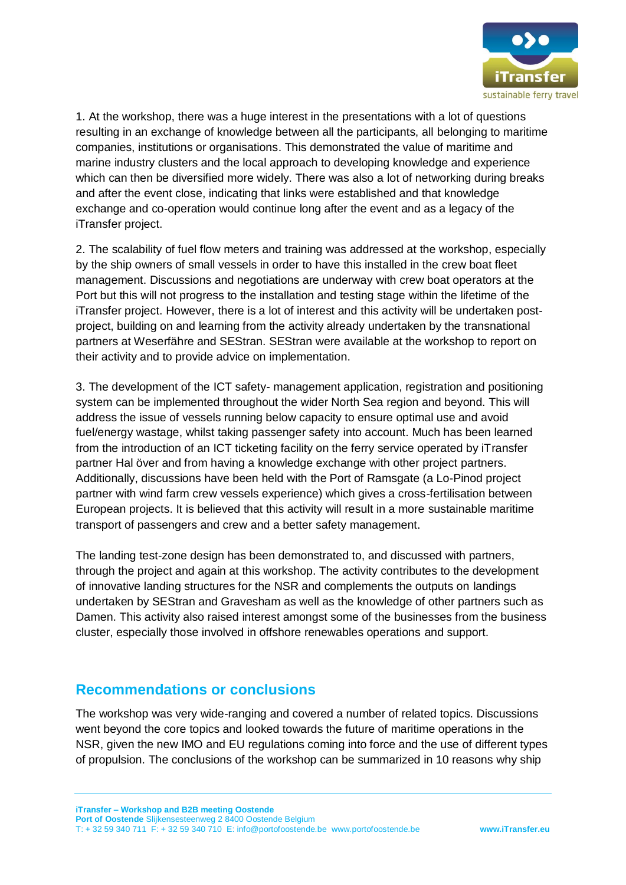1. At the workshop, there was a huge interest in the presentations with a lot of questions resulting in an exchange of knowledge between all the participants, all belonging to maritime companies, institutions or organisations. This demonstrated the value of maritime and marine industry clusters and the local approach to developing knowledge and experience which can then be diversified more widely. There was also a lot of networking during breaks and after the event close, indicating that links were established and that knowledge exchange and co-operation would continue long after the event and as a legacy of the iTransfer project.

2. The scalability of fuel flow meters and training was addressed at the workshop, especially by the ship owners of small vessels in order to have this installed in the crew boat fleet management. Discussions and negotiations are underway with crew boat operators at the Port but this will not progress to the installation and testing stage within the lifetime of the iTransfer project. However, there is a lot of interest and this activity will be undertaken post-project, building on and learning from the activity already undertaken by the transnational partners at Weserfähre and SEStran. SEStran were available at the workshop to report on their activity and to provide advice on implementation.

3. The development of the ICT safety- management application, registration and positioning system can be implemented throughout the wider North Sea region and beyond. This will address the issue of vessels running below capacity to ensure optimal use and avoid fuel/energy wastage, whilst taking passenger safety into account. Much has been learned from the introduction of an ICT ticketing facility on the ferry service operated by iTransfer partner Hal över and from having a knowledge exchange with other project partners. Additionally, discussions have been held with the Port of Ramsgate (a Lo-Pinod project partner with wind farm crew vessels experience) which gives a cross-fertilisation between European projects. It is believed that this activity will result in a more sustainable maritime transport of passengers and crew and a better safety management.

The landing test-zone design has been demonstrated to, and discussed with partners, through the project and again at this workshop. The activity contributes to the development of innovative landing structures for the NSR and complements the outputs on landings undertaken by SEStran and Gravesham as well as the knowledge of other partners such as Damen. This activity also raised interest amongst some of the businesses from the business cluster, especially those involved in offshore renewables operations and support.

## Recommendations or conclusions

The workshop was very wide-ranging and covered a number of related topics. Discussions went beyond the core topics and looked towards the future of maritime operations in the NSR, given the new IMO and EU regulations coming into force and the use of different types of propulsion. The conclusions of the workshop can be summarized in 10 reasons why ship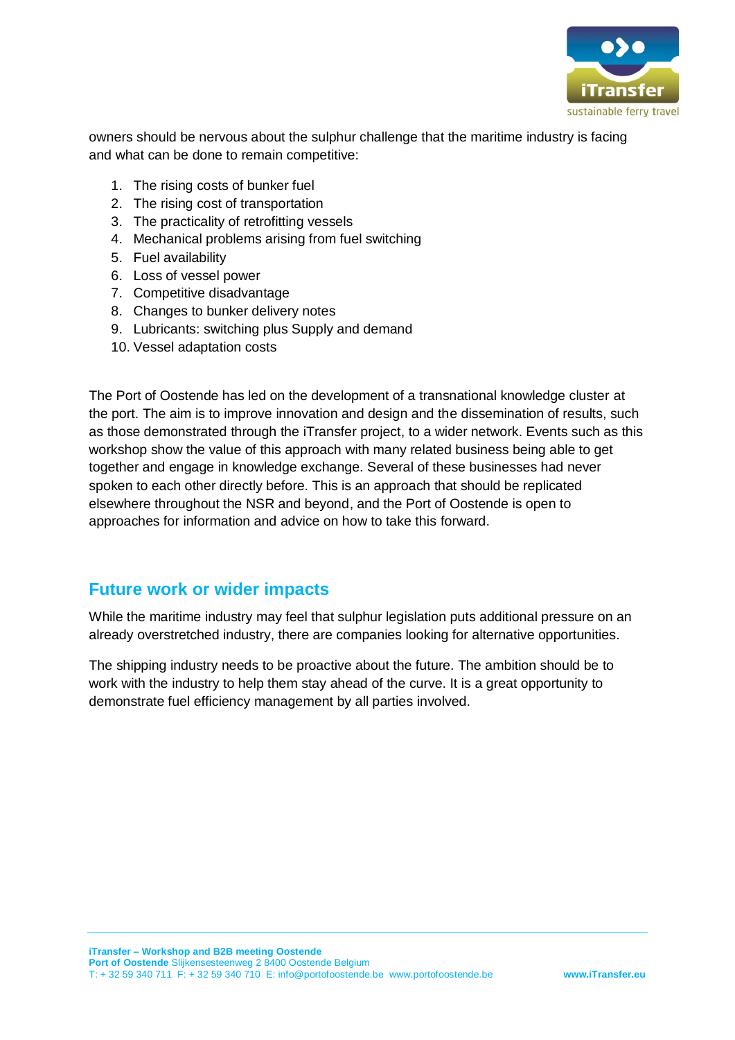owners should be nervous about the sulphur challenge that the maritime industry is facing and what can be done to remain competitive:

1. The rising costs of bunker fuel
2. The rising cost of transportation
3. The practicality of retrofitting vessels
4. Mechanical problems arising from fuel switching
5. Fuel availability
6. Loss of vessel power
7. Competitive disadvantage
8. Changes to bunker delivery notes
9. Lubricants: switching plus Supply and demand
10. Vessel adaptation costs

The Port of Oostende has led on the development of a transnational knowledge cluster at the port. The aim is to improve innovation and design and the dissemination of results, such as those demonstrated through the iTransfer project, to a wider network. Events such as this workshop show the value of this approach with many related business being able to get together and engage in knowledge exchange. Several of these businesses had never spoken to each other directly before. This is an approach that should be replicated elsewhere throughout the NSR and beyond, and the Port of Oostende is open to approaches for information and advice on how to take this forward.

## Future work or wider impacts

While the maritime industry may feel that sulphur legislation puts additional pressure on an already overstretched industry, there are companies looking for alternative opportunities.

The shipping industry needs to be proactive about the future. The ambition should be to work with the industry to help them stay ahead of the curve. It is a great opportunity to demonstrate fuel efficiency management by all parties involved.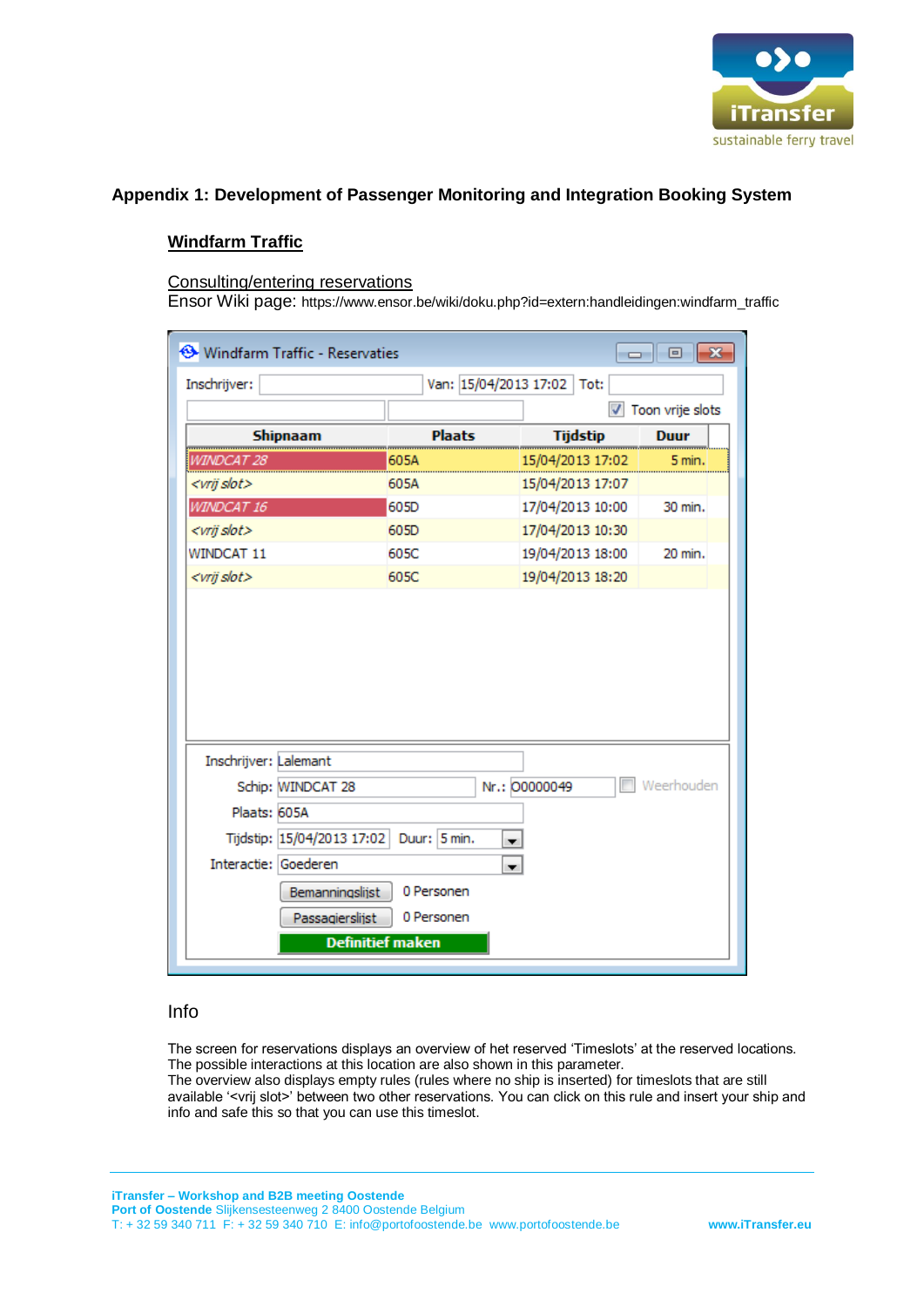## Appendix 1: Development of Passenger Monitoring and Integration Booking System

### Windfarm Traffic

Consulting/entering reservations

Ensor Wiki page: https://www.ensor.be/wiki/doku.php?id=extern:handleidingen:windfarm_traffic

Windfarm Traffic - Reservaties

Inschrijver: Van: 15/04/2013 17:02 Tot:

Toon vrije slots

| Shipnaam | Plaats | Tijdstip | Duur |
|---|---|---|---|
| WINDCAT 28 | 605A | 15/04/2013 17:02 | 5 min. |
| <vrij slot> | 605A | 15/04/2013 17:07 | |
| WINDCAT 16 | 605D | 17/04/2013 10:00 | 30 min. |
| <vrij slot> | 605D | 17/04/2013 10:30 | |
| WINDCAT 11 | 605C | 19/04/2013 18:00 | 20 min. |
| <vrij slot> | 605C | 19/04/2013 18:20 | |

Inschrijver: Lalemant
Schip: WINDCAT 28 Nr.: O0000049 Weerhouden
Plaats: 605A
Tijdstip: 15/04/2013 17:02 Duur: 5 min.
Interactie: Goederen
Bemanningslijst 0 Personen
Passagierslijst 0 Personen
Definitief maken

Info

The screen for reservations displays an overview of het reserved 'Timeslots' at the reserved locations. The possible interactions at this location are also shown in this parameter.
The overview also displays empty rules (rules where no ship is inserted) for timeslots that are still available '<vrij slot>' between two other reservations. You can click on this rule and insert your ship and info and safe this so that you can use this timeslot.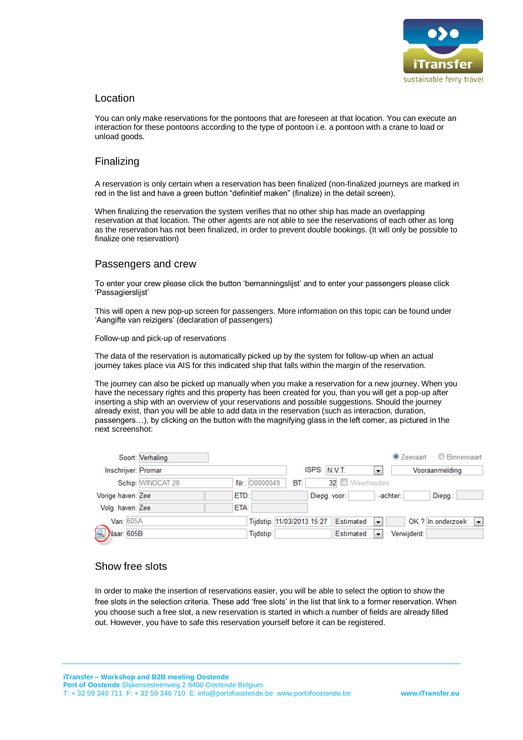## Location

You can only make reservations for the pontoons that are foreseen at that location. You can execute an interaction for these pontoons according to the type of pontoon i.e. a pontoon with a crane to load or unload goods.

## Finalizing

A reservation is only certain when a reservation has been finalized (non-finalized journeys are marked in red in the list and have a green button "definitief maken" (finalize) in the detail screen).

When finalizing the reservation the system verifies that no other ship has made an overlapping reservation at that location. The other agents are not able to see the reservations of each other as long as the reservation has not been finalized, in order to prevent double bookings. (It will only be possible to finalize one reservation)

## Passengers and crew

To enter your crew please click the button 'bemanningslijst' and to enter your passengers please click 'Passagierslijst'

This will open a new pop-up screen for passengers. More information on this topic can be found under 'Aangifte van reizigers' (declaration of passengers)

Follow-up and pick-up of reservations

The data of the reservation is automatically picked up by the system for follow-up when an actual journey takes place via AIS for this indicated ship that falls within the margin of the reservation.

The journey can also be picked up manually when you make a reservation for a new journey. When you have the necessary rights and this property has been created for you, than you will get a pop-up after inserting a ship with an overview of your reservations and possible suggestions. Should the journey already exist, than you will be able to add data in the reservation (such as interaction, duration, passengers…), by clicking on the button with the magnifying glass in the left corner, as pictured in the next screenshot:

Soort: Verhaling — Zeevaart / Binnenvaart
Inschrijver: Promar — ISPS: N.V.T. — Vooraanmelding
Schip: WINDCAT 28 — Nr.: O0000049 — BT: 32 — Weerhouden
Vorige haven: Zee — ETD: — Diepg. voor: — -achter: — Diepg.:
Volg. haven: Zee — ETA:
Van: 605A — Tijdstip: 11/03/2013 15:27 — Estimated — OK ? In onderzoek
Naar: 605B — Tijdstip: — Estimated — Verwijderd:

## Show free slots

In order to make the insertion of reservations easier, you will be able to select the option to show the free slots in the selection criteria. These add 'free slots' in the list that link to a former reservation. When you choose such a free slot, a new reservation is started in which a number of fields are already filled out. However, you have to safe this reservation yourself before it can be registered.

**iTransfer – Workshop and B2B meeting Oostende**
**Port of Oostende** Slijkensesteenweg 2 8400 Oostende Belgium
T: + 32 59 340 711 F: + 32 59 340 710 E: info@portofoostende.be www.portofoostende.be **www.iTransfer.eu**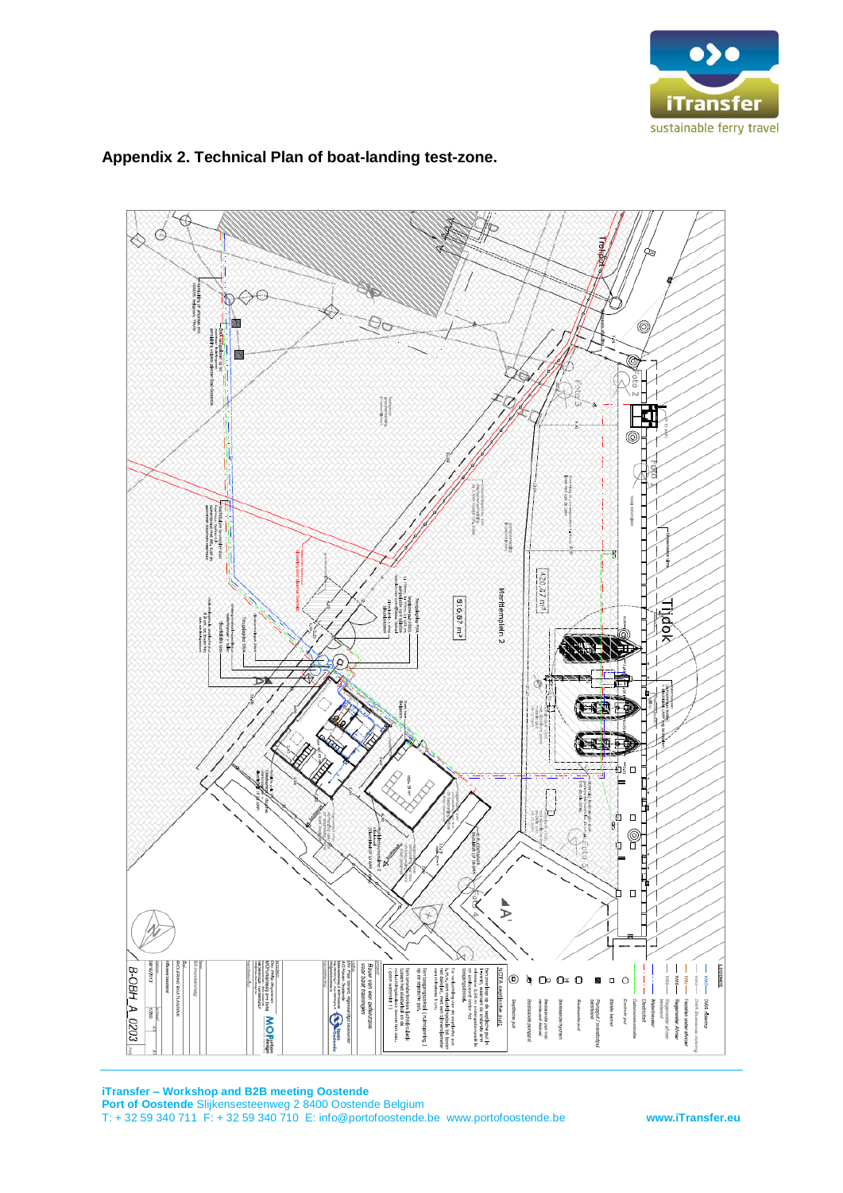## Appendix 2. Technical Plan of boat-landing test-zone.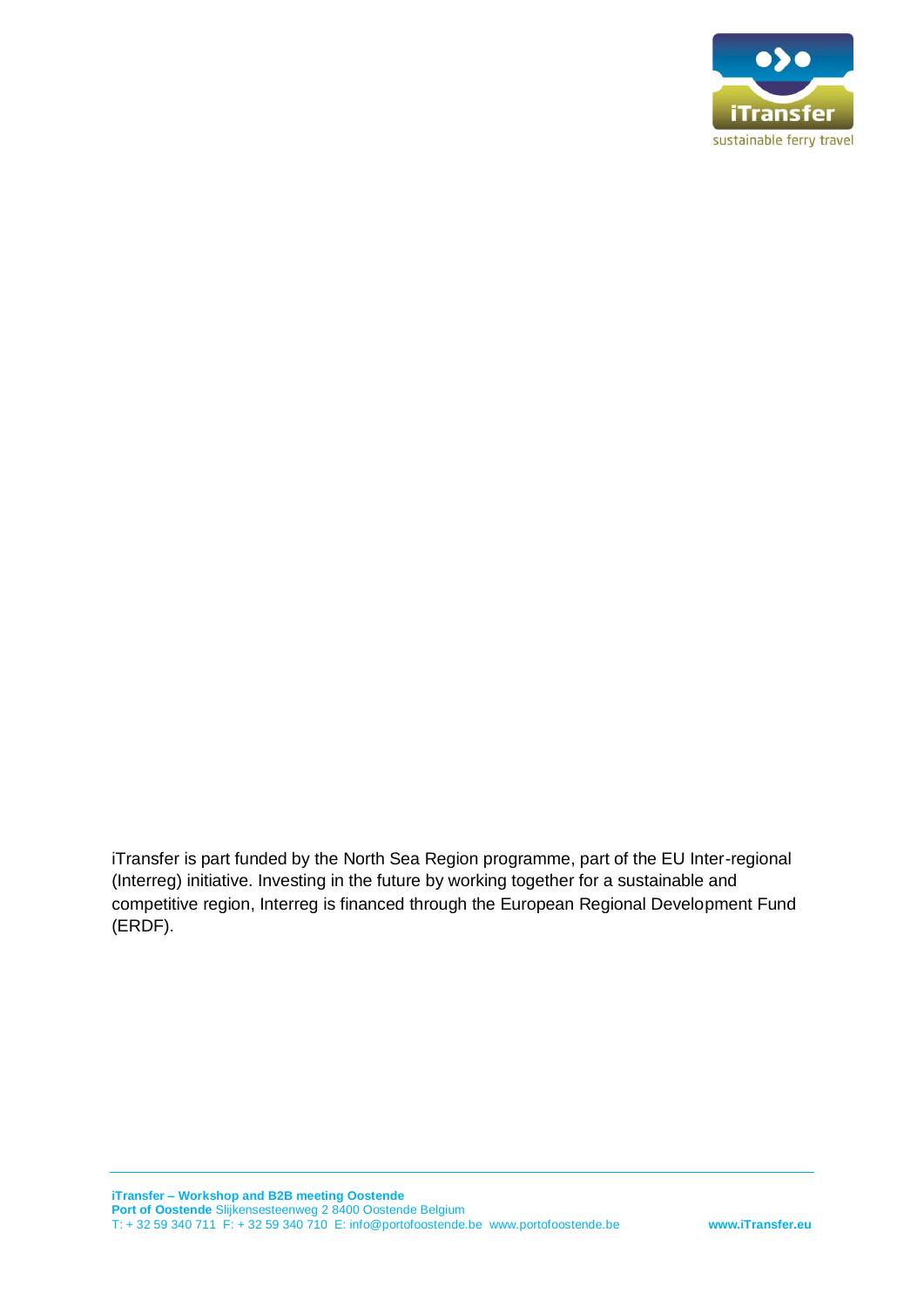iTransfer is part funded by the North Sea Region programme, part of the EU Inter-regional (Interreg) initiative. Investing in the future by working together for a sustainable and competitive region, Interreg is financed through the European Regional Development Fund (ERDF).